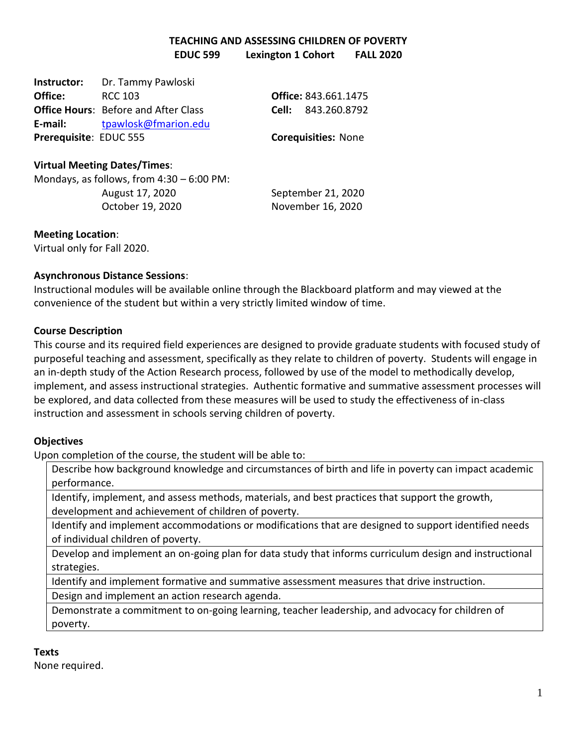# TEACHING AND ASSESSING CHILDREN OF POVERTY

**EDUC 599 Lexington 1 Cohort FALL 2020**

**Instructor:** Dr. Tammy Pawloski
**Office:** RCC 103
**Office Hours**: Before and After Class
**E-mail:** tpawlosk@fmarion.edu
**Prerequisite**: EDUC 555

**Office:** 843.661.1475
**Cell:** 843.260.8792
**Corequisities:** None

**Virtual Meeting Dates/Times**:
Mondays, as follows, from 4:30 – 6:00 PM:

August 17, 2020
September 21, 2020
October 19, 2020
November 16, 2020

**Meeting Location**:
Virtual only for Fall 2020.

**Asynchronous Distance Sessions**:
Instructional modules will be available online through the Blackboard platform and may viewed at the convenience of the student but within a very strictly limited window of time.

**Course Description**

This course and its required field experiences are designed to provide graduate students with focused study of purposeful teaching and assessment, specifically as they relate to children of poverty. Students will engage in an in-depth study of the Action Research process, followed by use of the model to methodically develop, implement, and assess instructional strategies. Authentic formative and summative assessment processes will be explored, and data collected from these measures will be used to study the effectiveness of in-class instruction and assessment in schools serving children of poverty.

**Objectives**

Upon completion of the course, the student will be able to:

| |
|---|
| Describe how background knowledge and circumstances of birth and life in poverty can impact academic performance. |
| Identify, implement, and assess methods, materials, and best practices that support the growth, development and achievement of children of poverty. |
| Identify and implement accommodations or modifications that are designed to support identified needs of individual children of poverty. |
| Develop and implement an on-going plan for data study that informs curriculum design and instructional strategies. |
| Identify and implement formative and summative assessment measures that drive instruction. |
| Design and implement an action research agenda. |
| Demonstrate a commitment to on-going learning, teacher leadership, and advocacy for children of poverty. |

**Texts**

None required.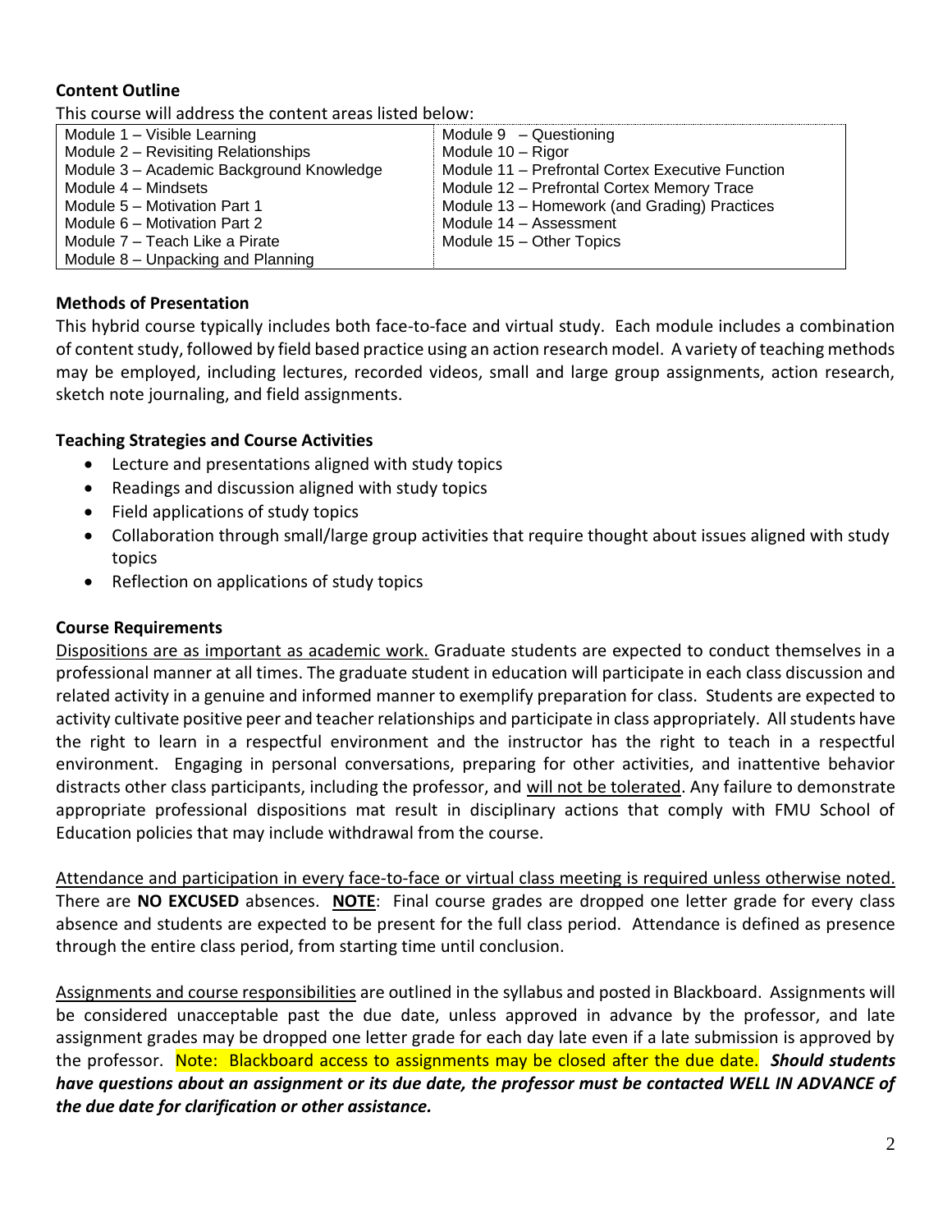**Content Outline**

This course will address the content areas listed below:

| Module 1 – Visible Learning | Module 9 – Questioning |
|---|---|
| Module 2 – Revisiting Relationships | Module 10 – Rigor |
| Module 3 – Academic Background Knowledge | Module 11 – Prefrontal Cortex Executive Function |
| Module 4 – Mindsets | Module 12 – Prefrontal Cortex Memory Trace |
| Module 5 – Motivation Part 1 | Module 13 – Homework (and Grading) Practices |
| Module 6 – Motivation Part 2 | Module 14 – Assessment |
| Module 7 – Teach Like a Pirate | Module 15 – Other Topics |
| Module 8 – Unpacking and Planning | |

**Methods of Presentation**

This hybrid course typically includes both face-to-face and virtual study. Each module includes a combination of content study, followed by field based practice using an action research model. A variety of teaching methods may be employed, including lectures, recorded videos, small and large group assignments, action research, sketch note journaling, and field assignments.

**Teaching Strategies and Course Activities**

- Lecture and presentations aligned with study topics
- Readings and discussion aligned with study topics
- Field applications of study topics
- Collaboration through small/large group activities that require thought about issues aligned with study topics
- Reflection on applications of study topics

**Course Requirements**

Dispositions are as important as academic work. Graduate students are expected to conduct themselves in a professional manner at all times. The graduate student in education will participate in each class discussion and related activity in a genuine and informed manner to exemplify preparation for class. Students are expected to activity cultivate positive peer and teacher relationships and participate in class appropriately. All students have the right to learn in a respectful environment and the instructor has the right to teach in a respectful environment. Engaging in personal conversations, preparing for other activities, and inattentive behavior distracts other class participants, including the professor, and will not be tolerated. Any failure to demonstrate appropriate professional dispositions mat result in disciplinary actions that comply with FMU School of Education policies that may include withdrawal from the course.

Attendance and participation in every face-to-face or virtual class meeting is required unless otherwise noted. There are **NO EXCUSED** absences. **NOTE**: Final course grades are dropped one letter grade for every class absence and students are expected to be present for the full class period. Attendance is defined as presence through the entire class period, from starting time until conclusion.

Assignments and course responsibilities are outlined in the syllabus and posted in Blackboard. Assignments will be considered unacceptable past the due date, unless approved in advance by the professor, and late assignment grades may be dropped one letter grade for each day late even if a late submission is approved by the professor. Note: Blackboard access to assignments may be closed after the due date. ***Should students have questions about an assignment or its due date, the professor must be contacted WELL IN ADVANCE of the due date for clarification or other assistance.***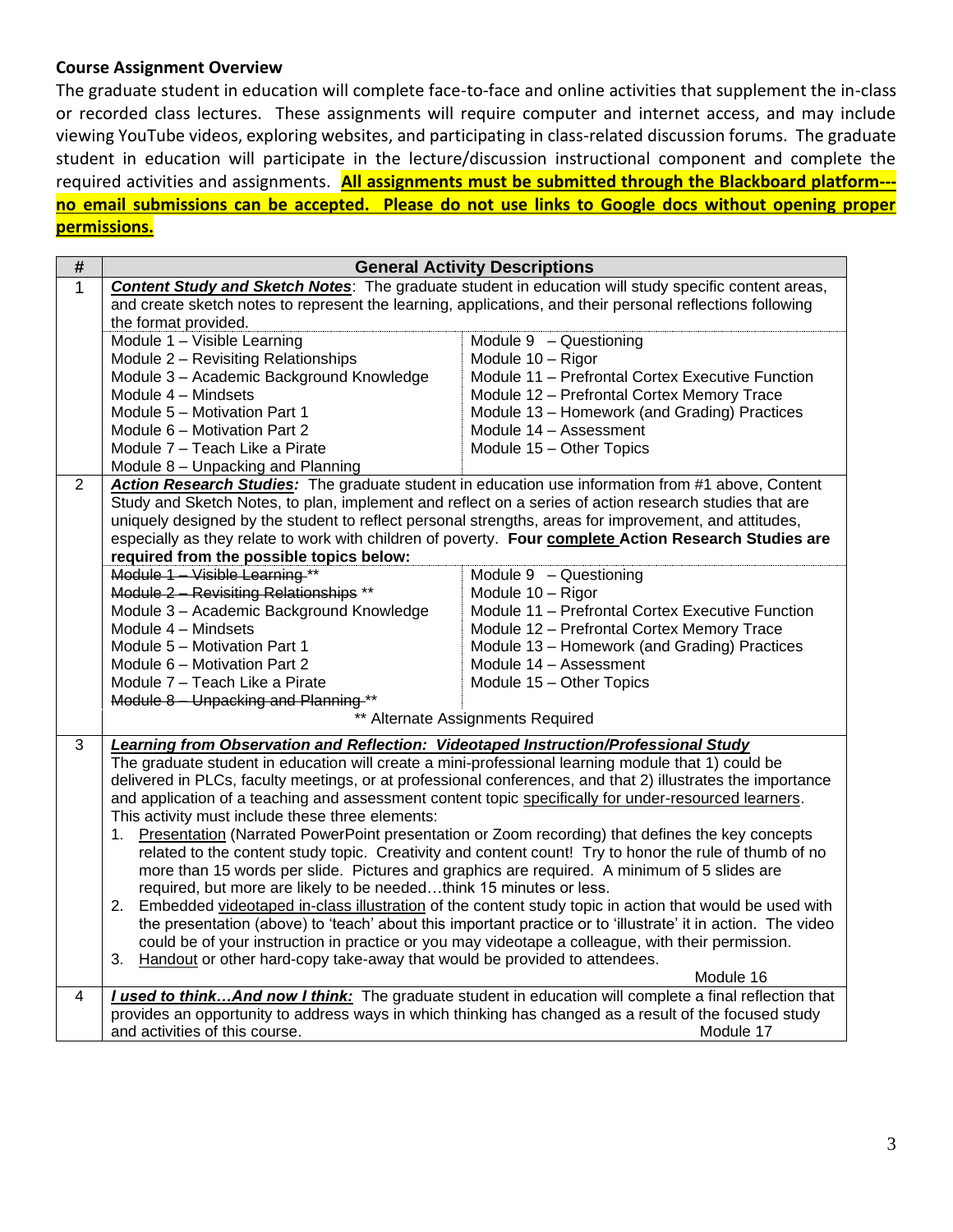**Course Assignment Overview**

The graduate student in education will complete face-to-face and online activities that supplement the in-class or recorded class lectures. These assignments will require computer and internet access, and may include viewing YouTube videos, exploring websites, and participating in class-related discussion forums. The graduate student in education will participate in the lecture/discussion instructional component and complete the required activities and assignments. **All assignments must be submitted through the Blackboard platform---no email submissions can be accepted. Please do not use links to Google docs without opening proper permissions.**

| # | General Activity Descriptions | |
|---|---|---|
| 1 | ***Content Study and Sketch Notes***: The graduate student in education will study specific content areas, and create sketch notes to represent the learning, applications, and their personal reflections following the format provided. | |
| | Module 1 – Visible Learning<br>Module 2 – Revisiting Relationships<br>Module 3 – Academic Background Knowledge<br>Module 4 – Mindsets<br>Module 5 – Motivation Part 1<br>Module 6 – Motivation Part 2<br>Module 7 – Teach Like a Pirate<br>Module 8 – Unpacking and Planning | Module 9 – Questioning<br>Module 10 – Rigor<br>Module 11 – Prefrontal Cortex Executive Function<br>Module 12 – Prefrontal Cortex Memory Trace<br>Module 13 – Homework (and Grading) Practices<br>Module 14 – Assessment<br>Module 15 – Other Topics |
| 2 | ***Action Research Studies:*** The graduate student in education use information from #1 above, Content Study and Sketch Notes, to plan, implement and reflect on a series of action research studies that are uniquely designed by the student to reflect personal strengths, areas for improvement, and attitudes, especially as they relate to work with children of poverty. **Four complete Action Research Studies are required from the possible topics below:** | |
| | ~~Module 1 – Visible Learning~~ \*\*<br>~~Module 2 – Revisiting Relationships~~ \*\*<br>Module 3 – Academic Background Knowledge<br>Module 4 – Mindsets<br>Module 5 – Motivation Part 1<br>Module 6 – Motivation Part 2<br>Module 7 – Teach Like a Pirate<br>~~Module 8 – Unpacking and Planning~~ \*\* | Module 9 – Questioning<br>Module 10 – Rigor<br>Module 11 – Prefrontal Cortex Executive Function<br>Module 12 – Prefrontal Cortex Memory Trace<br>Module 13 – Homework (and Grading) Practices<br>Module 14 – Assessment<br>Module 15 – Other Topics |
| | \*\* Alternate Assignments Required | |
| 3 | ***Learning from Observation and Reflection: Videotaped Instruction/Professional Study***<br>The graduate student in education will create a mini-professional learning module that 1) could be delivered in PLCs, faculty meetings, or at professional conferences, and that 2) illustrates the importance and application of a teaching and assessment content topic specifically for under-resourced learners. This activity must include these three elements:<br>1. Presentation (Narrated PowerPoint presentation or Zoom recording) that defines the key concepts related to the content study topic. Creativity and content count! Try to honor the rule of thumb of no more than 15 words per slide. Pictures and graphics are required. A minimum of 5 slides are required, but more are likely to be needed…think 15 minutes or less.<br>2. Embedded videotaped in-class illustration of the content study topic in action that would be used with the presentation (above) to 'teach' about this important practice or to 'illustrate' it in action. The video could be of your instruction in practice or you may videotape a colleague, with their permission.<br>3. Handout or other hard-copy take-away that would be provided to attendees.<br>Module 16 | |
| 4 | ***I used to think…And now I think:*** The graduate student in education will complete a final reflection that provides an opportunity to address ways in which thinking has changed as a result of the focused study and activities of this course. Module 17 | |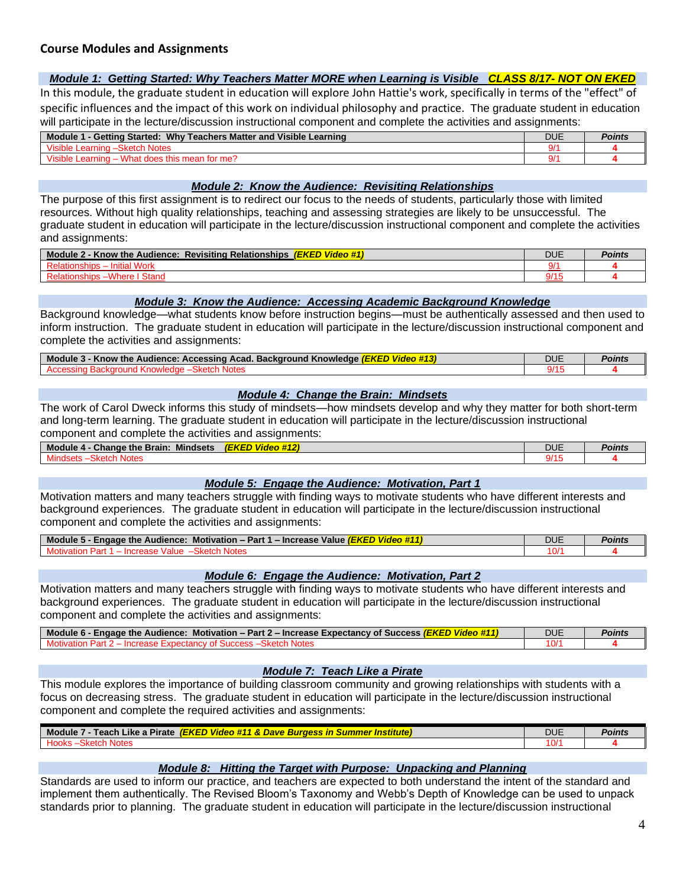## Course Modules and Assignments

### *Module 1: Getting Started: Why Teachers Matter MORE when Learning is Visible* ***CLASS 8/17- NOT ON EKED***

In this module, the graduate student in education will explore John Hattie's work, specifically in terms of the "effect" of specific influences and the impact of this work on individual philosophy and practice. The graduate student in education will participate in the lecture/discussion instructional component and complete the activities and assignments:

| Module 1 - Getting Started: Why Teachers Matter and Visible Learning | DUE | *Points* |
|---|---|---|
| Visible Learning –Sketch Notes | 9/1 | **4** |
| Visible Learning – What does this mean for me? | 9/1 | **4** |

### *Module 2: Know the Audience: Revisiting Relationships*

The purpose of this first assignment is to redirect our focus to the needs of students, particularly those with limited resources. Without high quality relationships, teaching and assessing strategies are likely to be unsuccessful. The graduate student in education will participate in the lecture/discussion instructional component and complete the activities and assignments:

| Module 2 - Know the Audience: Revisiting Relationships ***(EKED Video #1)*** | DUE | *Points* |
|---|---|---|
| Relationships – Initial Work | 9/1 | **4** |
| Relationships –Where I Stand | 9/15 | **4** |

### *Module 3: Know the Audience: Accessing Academic Background Knowledge*

Background knowledge—what students know before instruction begins—must be authentically assessed and then used to inform instruction. The graduate student in education will participate in the lecture/discussion instructional component and complete the activities and assignments:

| Module 3 - Know the Audience: Accessing Acad. Background Knowledge ***(EKED Video #13)*** | DUE | *Points* |
|---|---|---|
| Accessing Background Knowledge –Sketch Notes | 9/15 | **4** |

### *Module 4: Change the Brain: Mindsets*

The work of Carol Dweck informs this study of mindsets—how mindsets develop and why they matter for both short-term and long-term learning. The graduate student in education will participate in the lecture/discussion instructional component and complete the activities and assignments:

| Module 4 - Change the Brain: Mindsets ***(EKED Video #12)*** | DUE | *Points* |
|---|---|---|
| Mindsets –Sketch Notes | 9/15 | **4** |

### *Module 5: Engage the Audience: Motivation, Part 1*

Motivation matters and many teachers struggle with finding ways to motivate students who have different interests and background experiences. The graduate student in education will participate in the lecture/discussion instructional component and complete the activities and assignments:

| Module 5 - Engage the Audience: Motivation – Part 1 – Increase Value ***(EKED Video #11)*** | DUE | *Points* |
|---|---|---|
| Motivation Part 1 – Increase Value –Sketch Notes | 10/1 | **4** |

### *Module 6: Engage the Audience: Motivation, Part 2*

Motivation matters and many teachers struggle with finding ways to motivate students who have different interests and background experiences. The graduate student in education will participate in the lecture/discussion instructional component and complete the activities and assignments:

| Module 6 - Engage the Audience: Motivation – Part 2 – Increase Expectancy of Success ***(EKED Video #11)*** | DUE | *Points* |
|---|---|---|
| Motivation Part 2 – Increase Expectancy of Success –Sketch Notes | 10/1 | **4** |

### *Module 7: Teach Like a Pirate*

This module explores the importance of building classroom community and growing relationships with students with a focus on decreasing stress. The graduate student in education will participate in the lecture/discussion instructional component and complete the required activities and assignments:

| Module 7 - Teach Like a Pirate ***(EKED Video #11 & Dave Burgess in Summer Institute)*** | DUE | *Points* |
|---|---|---|
| Hooks –Sketch Notes | 10/1 | **4** |

### *Module 8: Hitting the Target with Purpose: Unpacking and Planning*

Standards are used to inform our practice, and teachers are expected to both understand the intent of the standard and implement them authentically. The Revised Bloom's Taxonomy and Webb's Depth of Knowledge can be used to unpack standards prior to planning. The graduate student in education will participate in the lecture/discussion instructional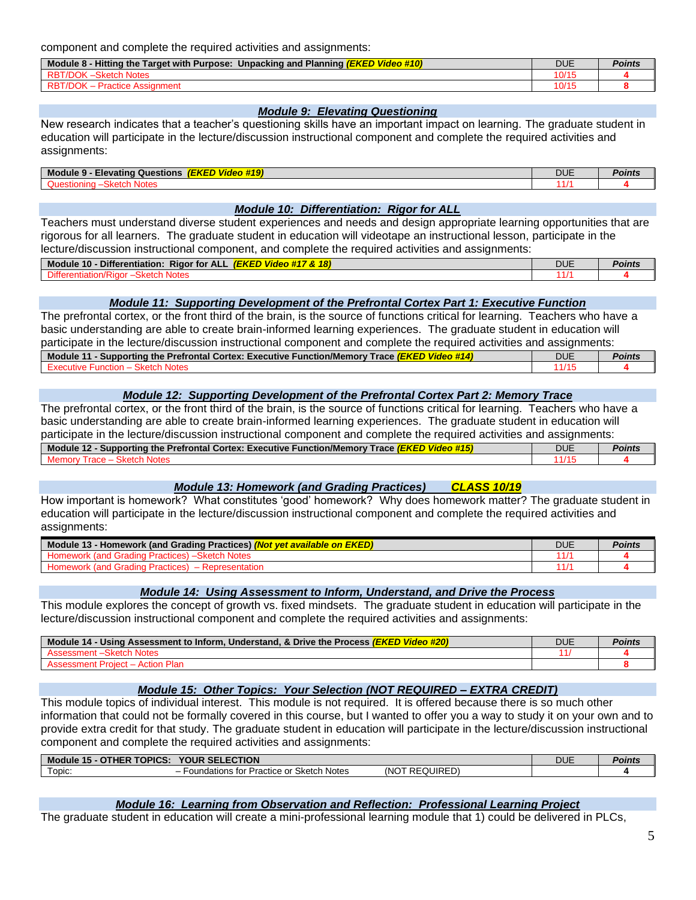component and complete the required activities and assignments:

| **Module 8 - Hitting the Target with Purpose: Unpacking and Planning *(EKED Video #10)*** | DUE | ***Points*** |
|---|---|---|
| RBT/DOK –Sketch Notes | 10/15 | **4** |
| RBT/DOK – Practice Assignment | 10/15 | **8** |

## ***Module 9: Elevating Questioning***

New research indicates that a teacher's questioning skills have an important impact on learning. The graduate student in education will participate in the lecture/discussion instructional component and complete the required activities and assignments:

| **Module 9 - Elevating Questions *(EKED Video #19)*** | DUE | ***Points*** |
|---|---|---|
| Questioning –Sketch Notes | 11/1 | **4** |

## ***Module 10: Differentiation: Rigor for ALL***

Teachers must understand diverse student experiences and needs and design appropriate learning opportunities that are rigorous for all learners. The graduate student in education will videotape an instructional lesson, participate in the lecture/discussion instructional component, and complete the required activities and assignments:

| **Module 10 - Differentiation: Rigor for ALL *(EKED Video #17 & 18)*** | DUE | ***Points*** |
|---|---|---|
| Differentiation/Rigor –Sketch Notes | 11/1 | **4** |

## ***Module 11: Supporting Development of the Prefrontal Cortex Part 1: Executive Function***

The prefrontal cortex, or the front third of the brain, is the source of functions critical for learning. Teachers who have a basic understanding are able to create brain-informed learning experiences. The graduate student in education will participate in the lecture/discussion instructional component and complete the required activities and assignments:

| **Module 11 - Supporting the Prefrontal Cortex: Executive Function/Memory Trace *(EKED Video #14)*** | DUE | ***Points*** |
|---|---|---|
| Executive Function – Sketch Notes | 11/15 | **4** |

## ***Module 12: Supporting Development of the Prefrontal Cortex Part 2: Memory Trace***

The prefrontal cortex, or the front third of the brain, is the source of functions critical for learning. Teachers who have a basic understanding are able to create brain-informed learning experiences. The graduate student in education will participate in the lecture/discussion instructional component and complete the required activities and assignments:

| **Module 12 - Supporting the Prefrontal Cortex: Executive Function/Memory Trace *(EKED Video #15)*** | DUE | ***Points*** |
|---|---|---|
| Memory Trace – Sketch Notes | 11/15 | **4** |

## ***Module 13: Homework (and Grading Practices) CLASS 10/19***

How important is homework? What constitutes 'good' homework? Why does homework matter? The graduate student in education will participate in the lecture/discussion instructional component and complete the required activities and assignments:

| **Module 13 - Homework (and Grading Practices) *(Not yet available on EKED)*** | DUE | ***Points*** |
|---|---|---|
| Homework (and Grading Practices) –Sketch Notes | 11/1 | **4** |
| Homework (and Grading Practices) – Representation | 11/1 | **4** |

## ***Module 14: Using Assessment to Inform, Understand, and Drive the Process***

This module explores the concept of growth vs. fixed mindsets. The graduate student in education will participate in the lecture/discussion instructional component and complete the required activities and assignments:

| **Module 14 - Using Assessment to Inform, Understand, & Drive the Process *(EKED Video #20)*** | DUE | ***Points*** |
|---|---|---|
| Assessment –Sketch Notes | 11/ | **4** |
| Assessment Project – Action Plan | | **8** |

## ***Module 15: Other Topics: Your Selection (NOT REQUIRED – EXTRA CREDIT)***

This module topics of individual interest. This module is not required. It is offered because there is so much other information that could not be formally covered in this course, but I wanted to offer you a way to study it on your own and to provide extra credit for that study. The graduate student in education will participate in the lecture/discussion instructional component and complete the required activities and assignments:

| **Module 15 - OTHER TOPICS: YOUR SELECTION** | DUE | ***Points*** |
|---|---|---|
| Topic: – Foundations for Practice or Sketch Notes (NOT REQUIRED) | | **4** |

## ***Module 16: Learning from Observation and Reflection: Professional Learning Project***

The graduate student in education will create a mini-professional learning module that 1) could be delivered in PLCs,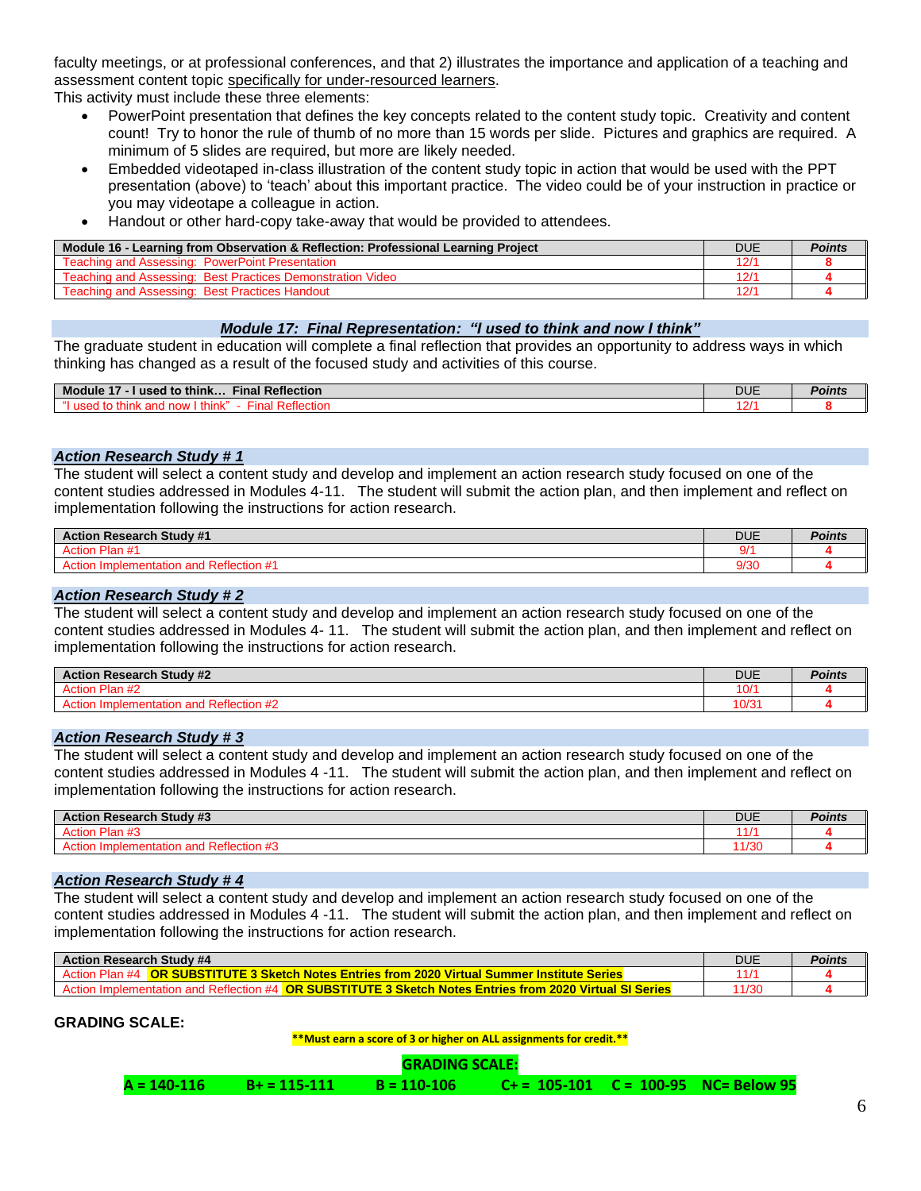faculty meetings, or at professional conferences, and that 2) illustrates the importance and application of a teaching and assessment content topic <u>specifically for under-resourced learners</u>.
This activity must include these three elements:

- PowerPoint presentation that defines the key concepts related to the content study topic. Creativity and content count! Try to honor the rule of thumb of no more than 15 words per slide. Pictures and graphics are required. A minimum of 5 slides are required, but more are likely needed.
- Embedded videotaped in-class illustration of the content study topic in action that would be used with the PPT presentation (above) to 'teach' about this important practice. The video could be of your instruction in practice or you may videotape a colleague in action.
- Handout or other hard-copy take-away that would be provided to attendees.

| **Module 16 - Learning from Observation & Reflection: Professional Learning Project** | DUE | ***Points*** |
|---|---|---|
| Teaching and Assessing: PowerPoint Presentation | 12/1 | **8** |
| Teaching and Assessing: Best Practices Demonstration Video | 12/1 | **4** |
| Teaching and Assessing: Best Practices Handout | 12/1 | **4** |

## ***Module 17: Final Representation: "I used to think and now I think"***

The graduate student in education will complete a final reflection that provides an opportunity to address ways in which thinking has changed as a result of the focused study and activities of this course.

| **Module 17 - I used to think… Final Reflection** | DUE | ***Points*** |
|---|---|---|
| "I used to think and now I think" - Final Reflection | 12/1 | **8** |

## ***Action Research Study # 1***

The student will select a content study and develop and implement an action research study focused on one of the content studies addressed in Modules 4-11. The student will submit the action plan, and then implement and reflect on implementation following the instructions for action research.

| **Action Research Study #1** | DUE | ***Points*** |
|---|---|---|
| Action Plan #1 | 9/1 | **4** |
| Action Implementation and Reflection #1 | 9/30 | **4** |

## ***Action Research Study # 2***

The student will select a content study and develop and implement an action research study focused on one of the content studies addressed in Modules 4- 11. The student will submit the action plan, and then implement and reflect on implementation following the instructions for action research.

| **Action Research Study #2** | DUE | ***Points*** |
|---|---|---|
| Action Plan #2 | 10/1 | **4** |
| Action Implementation and Reflection #2 | 10/31 | **4** |

## ***Action Research Study # 3***

The student will select a content study and develop and implement an action research study focused on one of the content studies addressed in Modules 4 -11. The student will submit the action plan, and then implement and reflect on implementation following the instructions for action research.

| **Action Research Study #3** | DUE | ***Points*** |
|---|---|---|
| Action Plan #3 | 11/1 | **4** |
| Action Implementation and Reflection #3 | 11/30 | **4** |

## ***Action Research Study # 4***

The student will select a content study and develop and implement an action research study focused on one of the content studies addressed in Modules 4 -11. The student will submit the action plan, and then implement and reflect on implementation following the instructions for action research.

| **Action Research Study #4** | DUE | ***Points*** |
|---|---|---|
| Action Plan #4 **OR SUBSTITUTE 3 Sketch Notes Entries from 2020 Virtual Summer Institute Series** | 11/1 | **4** |
| Action Implementation and Reflection #4 **OR SUBSTITUTE 3 Sketch Notes Entries from 2020 Virtual SI Series** | 11/30 | **4** |

**GRADING SCALE:**

**\*\*Must earn a score of 3 or higher on ALL assignments for credit.\*\***

**GRADING SCALE:**

**A = 140-116 B+ = 115-111 B = 110-106 C+ = 105-101 C = 100-95 NC= Below 95**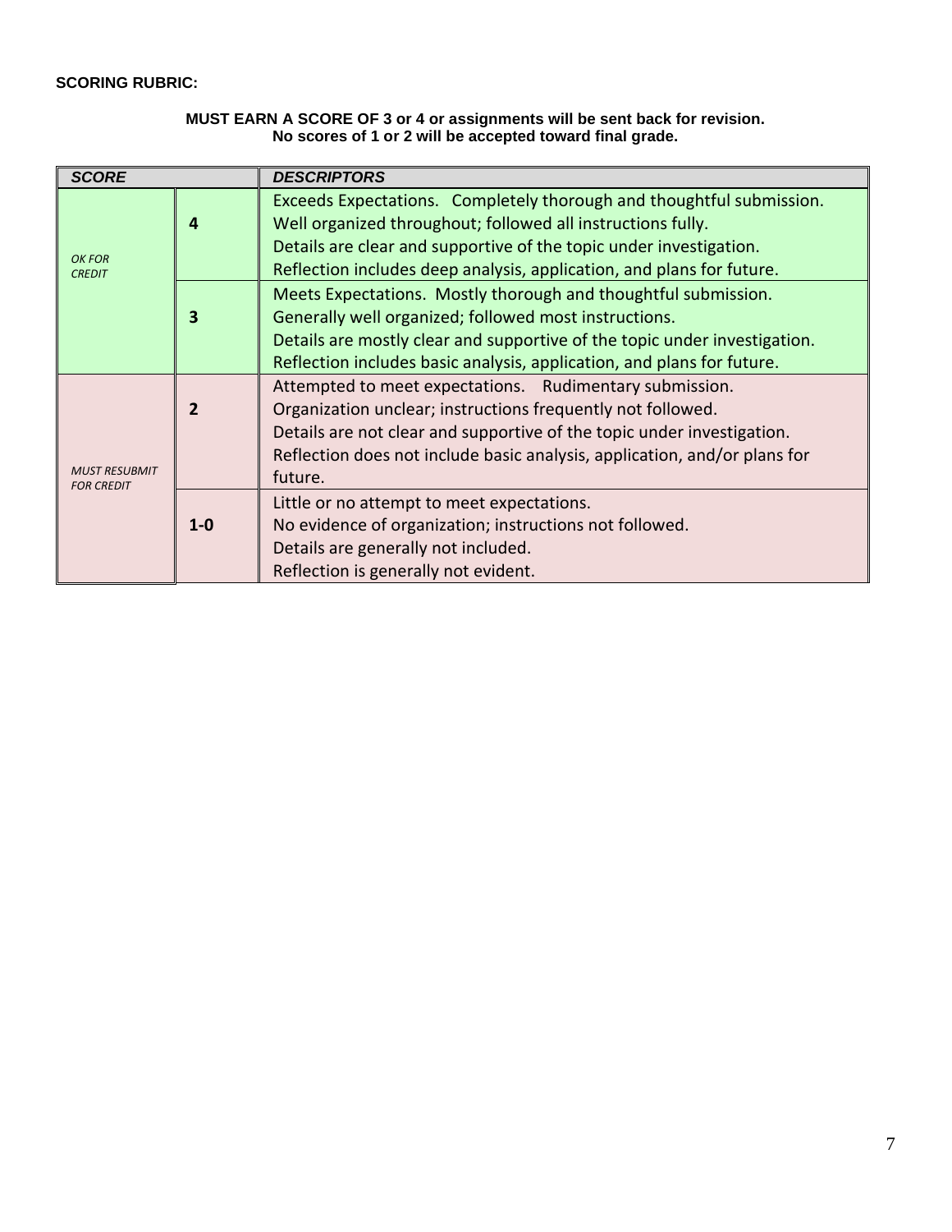**SCORING RUBRIC:**

**MUST EARN A SCORE OF 3 or 4 or assignments will be sent back for revision.**
**No scores of 1 or 2 will be accepted toward final grade.**

| ***SCORE*** | | ***DESCRIPTORS*** |
|---|---|---|
| *OK FOR CREDIT* | **4** | Exceeds Expectations. Completely thorough and thoughtful submission.<br>Well organized throughout; followed all instructions fully.<br>Details are clear and supportive of the topic under investigation.<br>Reflection includes deep analysis, application, and plans for future. |
| | **3** | Meets Expectations. Mostly thorough and thoughtful submission.<br>Generally well organized; followed most instructions.<br>Details are mostly clear and supportive of the topic under investigation.<br>Reflection includes basic analysis, application, and plans for future. |
| *MUST RESUBMIT FOR CREDIT* | **2** | Attempted to meet expectations. Rudimentary submission.<br>Organization unclear; instructions frequently not followed.<br>Details are not clear and supportive of the topic under investigation.<br>Reflection does not include basic analysis, application, and/or plans for future. |
| | **1-0** | Little or no attempt to meet expectations.<br>No evidence of organization; instructions not followed.<br>Details are generally not included.<br>Reflection is generally not evident. |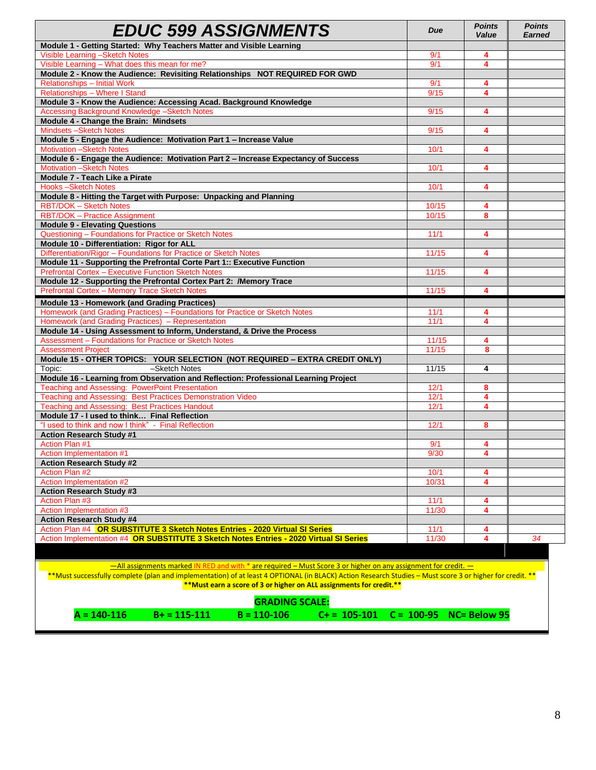| EDUC 599 ASSIGNMENTS | Due | Points Value | Points Earned |
|---|---|---|---|
| **Module 1 - Getting Started: Why Teachers Matter and Visible Learning** | | | |
| Visible Learning –Sketch Notes | 9/1 | 4 | |
| Visible Learning – What does this mean for me? | 9/1 | 4 | |
| **Module 2 - Know the Audience: Revisiting Relationships NOT REQUIRED FOR GWD** | | | |
| Relationships – Initial Work | 9/1 | 4 | |
| Relationships – Where I Stand | 9/15 | 4 | |
| **Module 3 - Know the Audience: Accessing Acad. Background Knowledge** | | | |
| Accessing Background Knowledge –Sketch Notes | 9/15 | 4 | |
| **Module 4 - Change the Brain: Mindsets** | | | |
| Mindsets –Sketch Notes | 9/15 | 4 | |
| **Module 5 - Engage the Audience: Motivation Part 1 – Increase Value** | | | |
| Motivation –Sketch Notes | 10/1 | 4 | |
| **Module 6 - Engage the Audience: Motivation Part 2 – Increase Expectancy of Success** | | | |
| Motivation –Sketch Notes | 10/1 | 4 | |
| **Module 7 - Teach Like a Pirate** | | | |
| Hooks –Sketch Notes | 10/1 | 4 | |
| **Module 8 - Hitting the Target with Purpose: Unpacking and Planning** | | | |
| RBT/DOK – Sketch Notes | 10/15 | 4 | |
| RBT/DOK – Practice Assignment | 10/15 | 8 | |
| **Module 9 - Elevating Questions** | | | |
| Questioning – Foundations for Practice or Sketch Notes | 11/1 | 4 | |
| **Module 10 - Differentiation: Rigor for ALL** | | | |
| Differentiation/Rigor – Foundations for Practice or Sketch Notes | 11/15 | 4 | |
| **Module 11 - Supporting the Prefrontal Corte Part 1:: Executive Function** | | | |
| Prefrontal Cortex – Executive Function Sketch Notes | 11/15 | 4 | |
| **Module 12 - Supporting the Prefrontal Cortex Part 2: /Memory Trace** | | | |
| Prefrontal Cortex – Memory Trace Sketch Notes | 11/15 | 4 | |
| **Module 13 - Homework (and Grading Practices)** | | | |
| Homework (and Grading Practices) – Foundations for Practice or Sketch Notes | 11/1 | 4 | |
| Homework (and Grading Practices) – Representation | 11/1 | 4 | |
| **Module 14 - Using Assessment to Inform, Understand, & Drive the Process** | | | |
| Assessment – Foundations for Practice or Sketch Notes | 11/15 | 4 | |
| Assessment Project | 11/15 | 8 | |
| **Module 15 - OTHER TOPICS: YOUR SELECTION (NOT REQUIRED – EXTRA CREDIT ONLY)** | | | |
| Topic: –Sketch Notes | 11/15 | 4 | |
| **Module 16 - Learning from Observation and Reflection: Professional Learning Project** | | | |
| Teaching and Assessing: PowerPoint Presentation | 12/1 | 8 | |
| Teaching and Assessing: Best Practices Demonstration Video | 12/1 | 4 | |
| Teaching and Assessing: Best Practices Handout | 12/1 | 4 | |
| **Module 17 - I used to think… Final Reflection** | | | |
| "I used to think and now I think" - Final Reflection | 12/1 | 8 | |
| **Action Research Study #1** | | | |
| Action Plan #1 | 9/1 | 4 | |
| Action Implementation #1 | 9/30 | 4 | |
| **Action Research Study #2** | | | |
| Action Plan #2 | 10/1 | 4 | |
| Action Implementation #2 | 10/31 | 4 | |
| **Action Research Study #3** | | | |
| Action Plan #3 | 11/1 | 4 | |
| Action Implementation #3 | 11/30 | 4 | |
| **Action Research Study #4** | | | |
| Action Plan #4 **OR SUBSTITUTE 3 Sketch Notes Entries - 2020 Virtual SI Series** | 11/1 | 4 | |
| Action Implementation #4 **OR SUBSTITUTE 3 Sketch Notes Entries - 2020 Virtual SI Series** | 11/30 | 4 | *34* |

—All assignments marked IN RED and with * are required – Must Score 3 or higher on any assignment for credit. —

**Must successfully complete (plan and implementation) of at least 4 OPTIONAL (in BLACK) Action Research Studies – Must score 3 or higher for credit. **

****Must earn a score of 3 or higher on ALL assignments for credit.****

**GRADING SCALE:**

**A = 140-116 B+ = 115-111 B = 110-106 C+ = 105-101 C = 100-95 NC= Below 95**